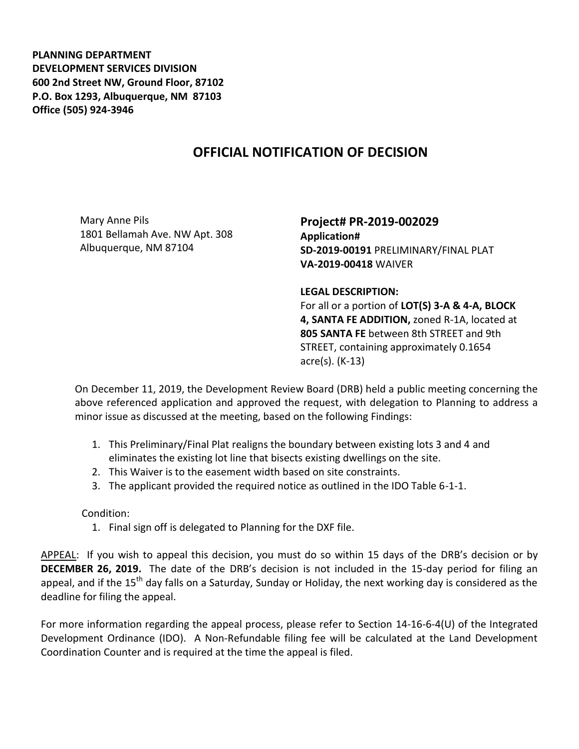**PLANNING DEPARTMENT**
**DEVELOPMENT SERVICES DIVISION**
**600 2nd Street NW, Ground Floor, 87102**
**P.O. Box 1293, Albuquerque, NM 87103**
**Office (505) 924-3946**

# OFFICIAL NOTIFICATION OF DECISION

Mary Anne Pils
1801 Bellamah Ave. NW Apt. 308
Albuquerque, NM 87104

## Project# PR-2019-002029

**Application#**
**SD-2019-00191** PRELIMINARY/FINAL PLAT
**VA-2019-00418** WAIVER

**LEGAL DESCRIPTION:**
For all or a portion of **LOT(S) 3-A & 4-A, BLOCK 4, SANTA FE ADDITION,** zoned R-1A, located at **805 SANTA FE** between 8th STREET and 9th STREET, containing approximately 0.1654 acre(s). (K-13)

On December 11, 2019, the Development Review Board (DRB) held a public meeting concerning the above referenced application and approved the request, with delegation to Planning to address a minor issue as discussed at the meeting, based on the following Findings:

1. This Preliminary/Final Plat realigns the boundary between existing lots 3 and 4 and eliminates the existing lot line that bisects existing dwellings on the site.
2. This Waiver is to the easement width based on site constraints.
3. The applicant provided the required notice as outlined in the IDO Table 6-1-1.

Condition:

1. Final sign off is delegated to Planning for the DXF file.

<u>APPEAL</u>: If you wish to appeal this decision, you must do so within 15 days of the DRB's decision or by **DECEMBER 26, 2019.** The date of the DRB's decision is not included in the 15-day period for filing an appeal, and if the 15th day falls on a Saturday, Sunday or Holiday, the next working day is considered as the deadline for filing the appeal.

For more information regarding the appeal process, please refer to Section 14-16-6-4(U) of the Integrated Development Ordinance (IDO). A Non-Refundable filing fee will be calculated at the Land Development Coordination Counter and is required at the time the appeal is filed.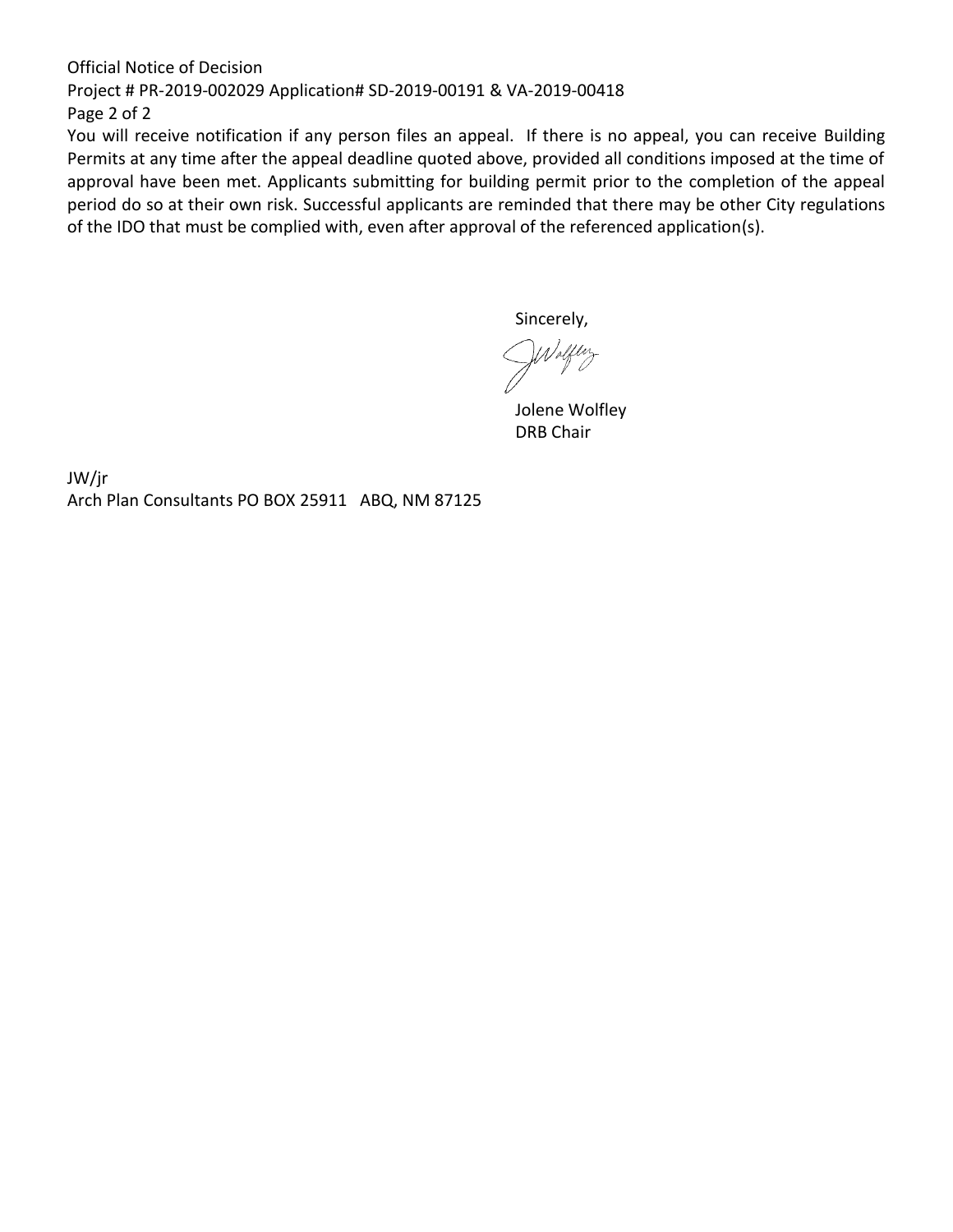Official Notice of Decision
Project # PR-2019-002029 Application# SD-2019-00191 & VA-2019-00418

You will receive notification if any person files an appeal. If there is no appeal, you can receive Building Permits at any time after the appeal deadline quoted above, provided all conditions imposed at the time of approval have been met. Applicants submitting for building permit prior to the completion of the appeal period do so at their own risk. Successful applicants are reminded that there may be other City regulations of the IDO that must be complied with, even after approval of the referenced application(s).

Sincerely,

Jolene Wolfley
DRB Chair

JW/jr
Arch Plan Consultants PO BOX 25911 ABQ, NM 87125